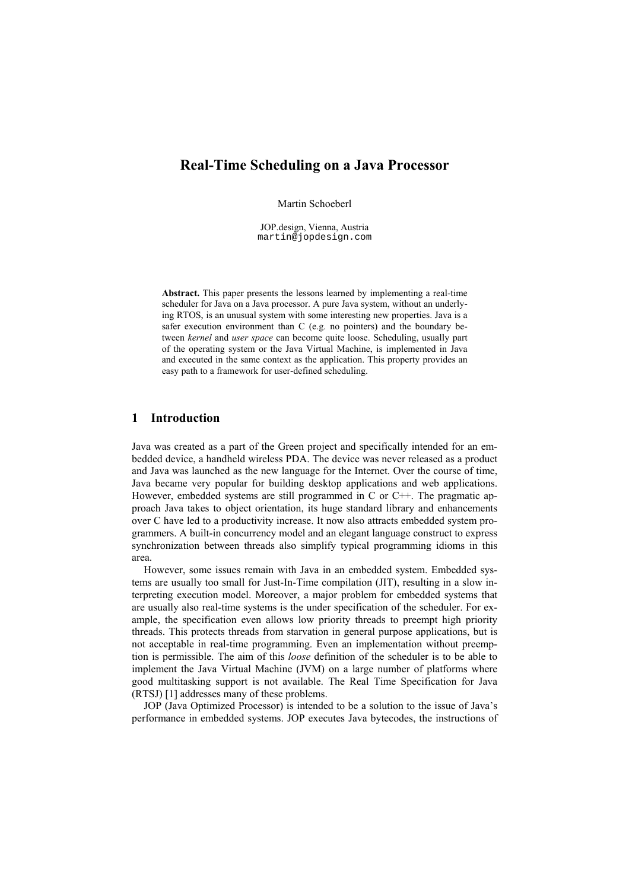# Real-Time Scheduling on a Java Processor

Martin Schoeberl

JOP.design, Vienna, Austria
martin@jopdesign.com

**Abstract.** This paper presents the lessons learned by implementing a real-time scheduler for Java on a Java processor. A pure Java system, without an underlying RTOS, is an unusual system with some interesting new properties. Java is a safer execution environment than C (e.g. no pointers) and the boundary between *kernel* and *user space* can become quite loose. Scheduling, usually part of the operating system or the Java Virtual Machine, is implemented in Java and executed in the same context as the application. This property provides an easy path to a framework for user-defined scheduling.

## 1 Introduction

Java was created as a part of the Green project and specifically intended for an embedded device, a handheld wireless PDA. The device was never released as a product and Java was launched as the new language for the Internet. Over the course of time, Java became very popular for building desktop applications and web applications. However, embedded systems are still programmed in C or C++. The pragmatic approach Java takes to object orientation, its huge standard library and enhancements over C have led to a productivity increase. It now also attracts embedded system programmers. A built-in concurrency model and an elegant language construct to express synchronization between threads also simplify typical programming idioms in this area.

However, some issues remain with Java in an embedded system. Embedded systems are usually too small for Just-In-Time compilation (JIT), resulting in a slow interpreting execution model. Moreover, a major problem for embedded systems that are usually also real-time systems is the under specification of the scheduler. For example, the specification even allows low priority threads to preempt high priority threads. This protects threads from starvation in general purpose applications, but is not acceptable in real-time programming. Even an implementation without preemption is permissible. The aim of this *loose* definition of the scheduler is to be able to implement the Java Virtual Machine (JVM) on a large number of platforms where good multitasking support is not available. The Real Time Specification for Java (RTSJ) [1] addresses many of these problems.

JOP (Java Optimized Processor) is intended to be a solution to the issue of Java's performance in embedded systems. JOP executes Java bytecodes, the instructions of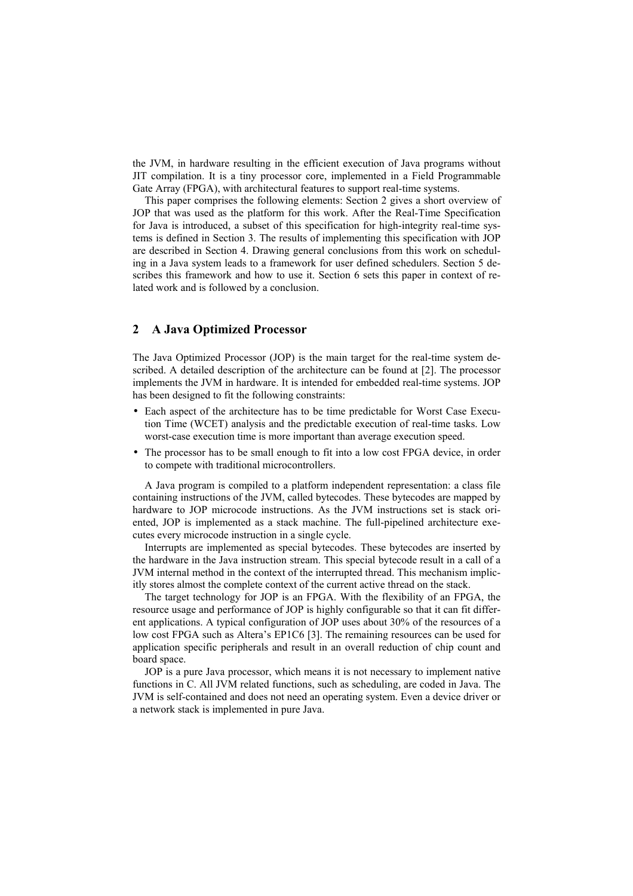the JVM, in hardware resulting in the efficient execution of Java programs without JIT compilation. It is a tiny processor core, implemented in a Field Programmable Gate Array (FPGA), with architectural features to support real-time systems.

This paper comprises the following elements: Section 2 gives a short overview of JOP that was used as the platform for this work. After the Real-Time Specification for Java is introduced, a subset of this specification for high-integrity real-time systems is defined in Section 3. The results of implementing this specification with JOP are described in Section 4. Drawing general conclusions from this work on scheduling in a Java system leads to a framework for user defined schedulers. Section 5 describes this framework and how to use it. Section 6 sets this paper in context of related work and is followed by a conclusion.

## 2 A Java Optimized Processor

The Java Optimized Processor (JOP) is the main target for the real-time system described. A detailed description of the architecture can be found at [2]. The processor implements the JVM in hardware. It is intended for embedded real-time systems. JOP has been designed to fit the following constraints:

- Each aspect of the architecture has to be time predictable for Worst Case Execution Time (WCET) analysis and the predictable execution of real-time tasks. Low worst-case execution time is more important than average execution speed.
- The processor has to be small enough to fit into a low cost FPGA device, in order to compete with traditional microcontrollers.

A Java program is compiled to a platform independent representation: a class file containing instructions of the JVM, called bytecodes. These bytecodes are mapped by hardware to JOP microcode instructions. As the JVM instructions set is stack oriented, JOP is implemented as a stack machine. The full-pipelined architecture executes every microcode instruction in a single cycle.

Interrupts are implemented as special bytecodes. These bytecodes are inserted by the hardware in the Java instruction stream. This special bytecode result in a call of a JVM internal method in the context of the interrupted thread. This mechanism implicitly stores almost the complete context of the current active thread on the stack.

The target technology for JOP is an FPGA. With the flexibility of an FPGA, the resource usage and performance of JOP is highly configurable so that it can fit different applications. A typical configuration of JOP uses about 30% of the resources of a low cost FPGA such as Altera's EP1C6 [3]. The remaining resources can be used for application specific peripherals and result in an overall reduction of chip count and board space.

JOP is a pure Java processor, which means it is not necessary to implement native functions in C. All JVM related functions, such as scheduling, are coded in Java. The JVM is self-contained and does not need an operating system. Even a device driver or a network stack is implemented in pure Java.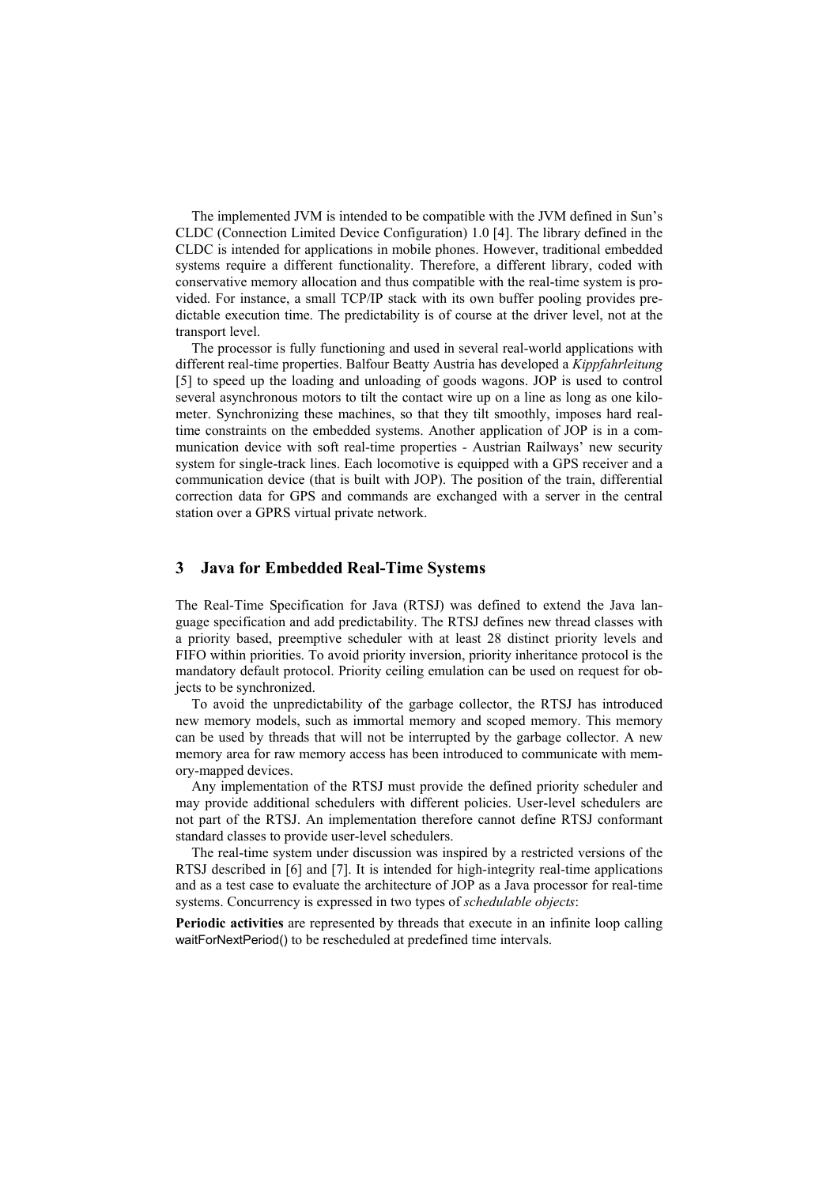The implemented JVM is intended to be compatible with the JVM defined in Sun's CLDC (Connection Limited Device Configuration) 1.0 [4]. The library defined in the CLDC is intended for applications in mobile phones. However, traditional embedded systems require a different functionality. Therefore, a different library, coded with conservative memory allocation and thus compatible with the real-time system is provided. For instance, a small TCP/IP stack with its own buffer pooling provides predictable execution time. The predictability is of course at the driver level, not at the transport level.

The processor is fully functioning and used in several real-world applications with different real-time properties. Balfour Beatty Austria has developed a *Kippfahrleitung* [5] to speed up the loading and unloading of goods wagons. JOP is used to control several asynchronous motors to tilt the contact wire up on a line as long as one kilometer. Synchronizing these machines, so that they tilt smoothly, imposes hard real-time constraints on the embedded systems. Another application of JOP is in a communication device with soft real-time properties - Austrian Railways' new security system for single-track lines. Each locomotive is equipped with a GPS receiver and a communication device (that is built with JOP). The position of the train, differential correction data for GPS and commands are exchanged with a server in the central station over a GPRS virtual private network.

## 3 Java for Embedded Real-Time Systems

The Real-Time Specification for Java (RTSJ) was defined to extend the Java language specification and add predictability. The RTSJ defines new thread classes with a priority based, preemptive scheduler with at least 28 distinct priority levels and FIFO within priorities. To avoid priority inversion, priority inheritance protocol is the mandatory default protocol. Priority ceiling emulation can be used on request for objects to be synchronized.

To avoid the unpredictability of the garbage collector, the RTSJ has introduced new memory models, such as immortal memory and scoped memory. This memory can be used by threads that will not be interrupted by the garbage collector. A new memory area for raw memory access has been introduced to communicate with memory-mapped devices.

Any implementation of the RTSJ must provide the defined priority scheduler and may provide additional schedulers with different policies. User-level schedulers are not part of the RTSJ. An implementation therefore cannot define RTSJ conformant standard classes to provide user-level schedulers.

The real-time system under discussion was inspired by a restricted versions of the RTSJ described in [6] and [7]. It is intended for high-integrity real-time applications and as a test case to evaluate the architecture of JOP as a Java processor for real-time systems. Concurrency is expressed in two types of *schedulable objects*:

**Periodic activities** are represented by threads that execute in an infinite loop calling `waitForNextPeriod()` to be rescheduled at predefined time intervals.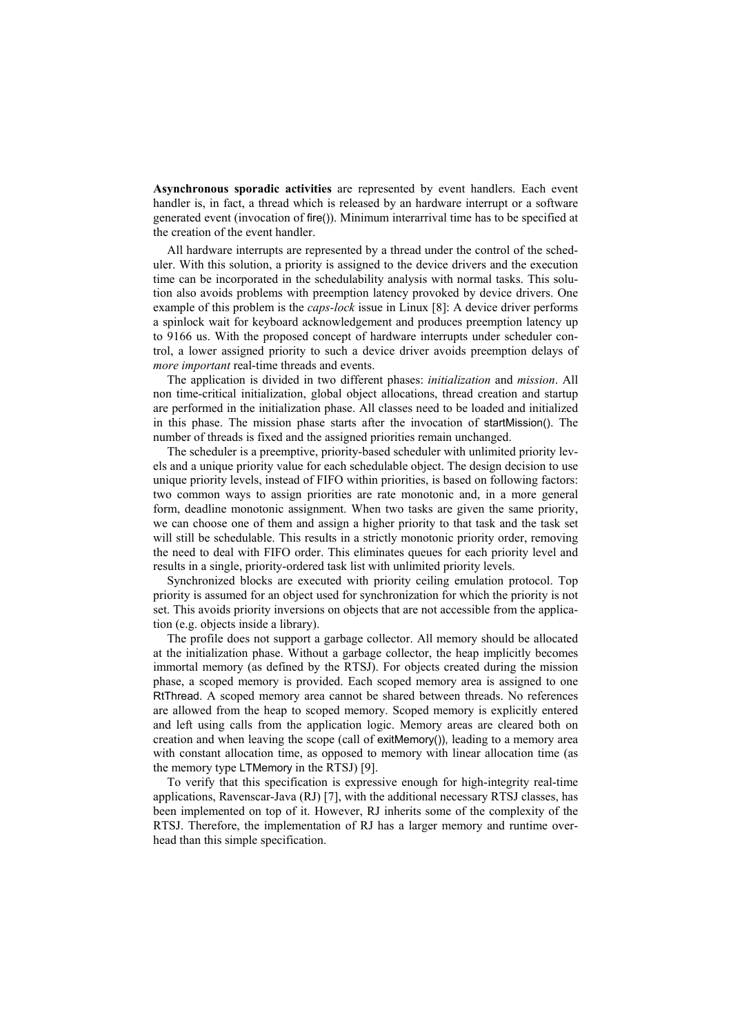**Asynchronous sporadic activities** are represented by event handlers. Each event handler is, in fact, a thread which is released by an hardware interrupt or a software generated event (invocation of fire()). Minimum interarrival time has to be specified at the creation of the event handler.

All hardware interrupts are represented by a thread under the control of the scheduler. With this solution, a priority is assigned to the device drivers and the execution time can be incorporated in the schedulability analysis with normal tasks. This solution also avoids problems with preemption latency provoked by device drivers. One example of this problem is the *caps-lock* issue in Linux [8]: A device driver performs a spinlock wait for keyboard acknowledgement and produces preemption latency up to 9166 us. With the proposed concept of hardware interrupts under scheduler control, a lower assigned priority to such a device driver avoids preemption delays of *more important* real-time threads and events.

The application is divided in two different phases: *initialization* and *mission*. All non time-critical initialization, global object allocations, thread creation and startup are performed in the initialization phase. All classes need to be loaded and initialized in this phase. The mission phase starts after the invocation of startMission(). The number of threads is fixed and the assigned priorities remain unchanged.

The scheduler is a preemptive, priority-based scheduler with unlimited priority levels and a unique priority value for each schedulable object. The design decision to use unique priority levels, instead of FIFO within priorities, is based on following factors: two common ways to assign priorities are rate monotonic and, in a more general form, deadline monotonic assignment. When two tasks are given the same priority, we can choose one of them and assign a higher priority to that task and the task set will still be schedulable. This results in a strictly monotonic priority order, removing the need to deal with FIFO order. This eliminates queues for each priority level and results in a single, priority-ordered task list with unlimited priority levels.

Synchronized blocks are executed with priority ceiling emulation protocol. Top priority is assumed for an object used for synchronization for which the priority is not set. This avoids priority inversions on objects that are not accessible from the application (e.g. objects inside a library).

The profile does not support a garbage collector. All memory should be allocated at the initialization phase. Without a garbage collector, the heap implicitly becomes immortal memory (as defined by the RTSJ). For objects created during the mission phase, a scoped memory is provided. Each scoped memory area is assigned to one RtThread. A scoped memory area cannot be shared between threads. No references are allowed from the heap to scoped memory. Scoped memory is explicitly entered and left using calls from the application logic. Memory areas are cleared both on creation and when leaving the scope (call of exitMemory()), leading to a memory area with constant allocation time, as opposed to memory with linear allocation time (as the memory type LTMemory in the RTSJ) [9].

To verify that this specification is expressive enough for high-integrity real-time applications, Ravenscar-Java (RJ) [7], with the additional necessary RTSJ classes, has been implemented on top of it. However, RJ inherits some of the complexity of the RTSJ. Therefore, the implementation of RJ has a larger memory and runtime overhead than this simple specification.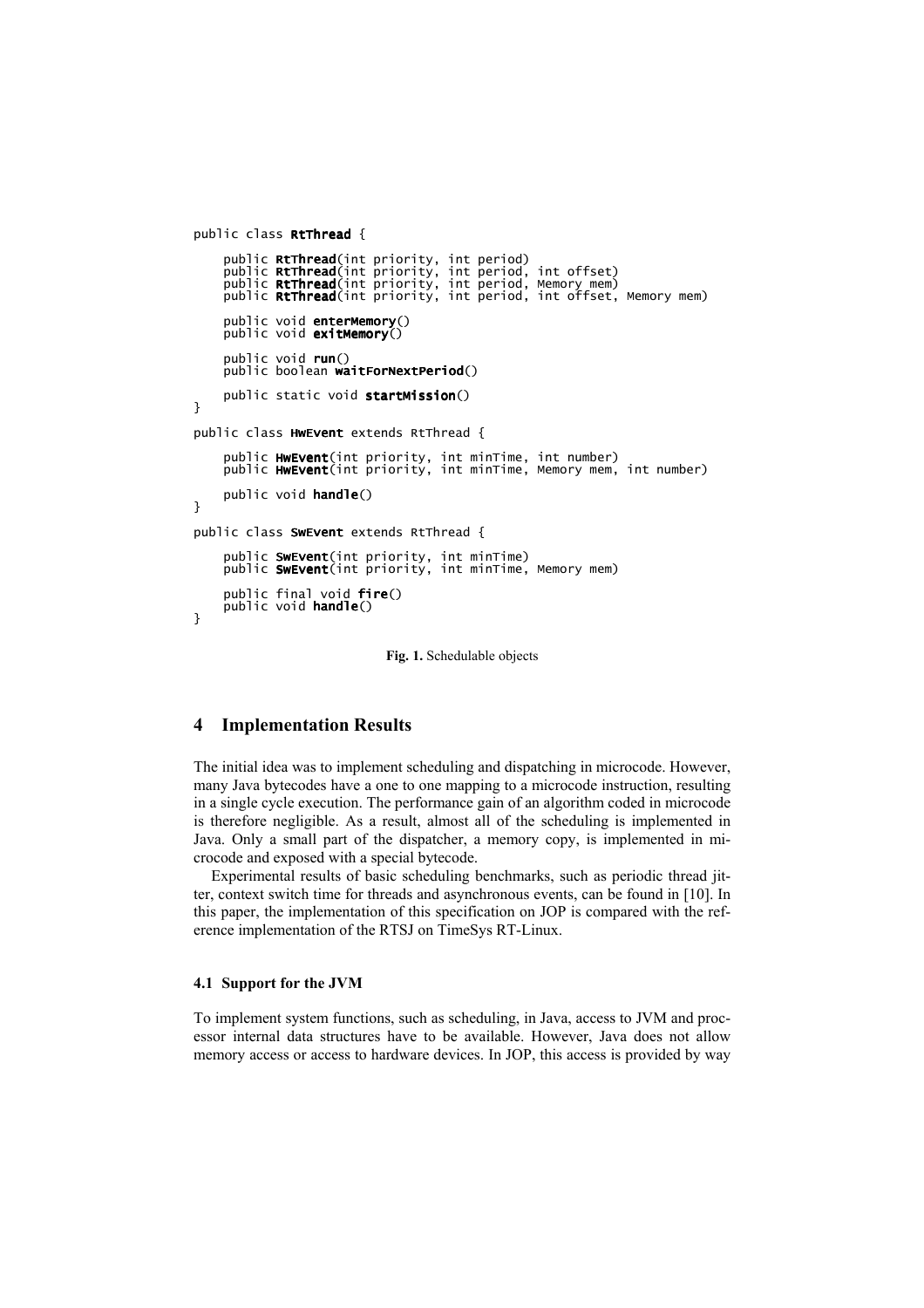```
public class RtThread {

    public RtThread(int priority, int period)
    public RtThread(int priority, int period, int offset)
    public RtThread(int priority, int period, Memory mem)
    public RtThread(int priority, int period, int offset, Memory mem)

    public void enterMemory()
    public void exitMemory()

    public void run()
    public boolean waitForNextPeriod()

    public static void startMission()
}

public class HwEvent extends RtThread {

    public HwEvent(int priority, int minTime, int number)
    public HwEvent(int priority, int minTime, Memory mem, int number)

    public void handle()
}

public class SwEvent extends RtThread {

    public SwEvent(int priority, int minTime)
    public SwEvent(int priority, int minTime, Memory mem)

    public final void fire()
    public void handle()
}
```

**Fig. 1.** Schedulable objects

## 4 Implementation Results

The initial idea was to implement scheduling and dispatching in microcode. However, many Java bytecodes have a one to one mapping to a microcode instruction, resulting in a single cycle execution. The performance gain of an algorithm coded in microcode is therefore negligible. As a result, almost all of the scheduling is implemented in Java. Only a small part of the dispatcher, a memory copy, is implemented in microcode and exposed with a special bytecode.

Experimental results of basic scheduling benchmarks, such as periodic thread jitter, context switch time for threads and asynchronous events, can be found in [10]. In this paper, the implementation of this specification on JOP is compared with the reference implementation of the RTSJ on TimeSys RT-Linux.

### 4.1 Support for the JVM

To implement system functions, such as scheduling, in Java, access to JVM and processor internal data structures have to be available. However, Java does not allow memory access or access to hardware devices. In JOP, this access is provided by way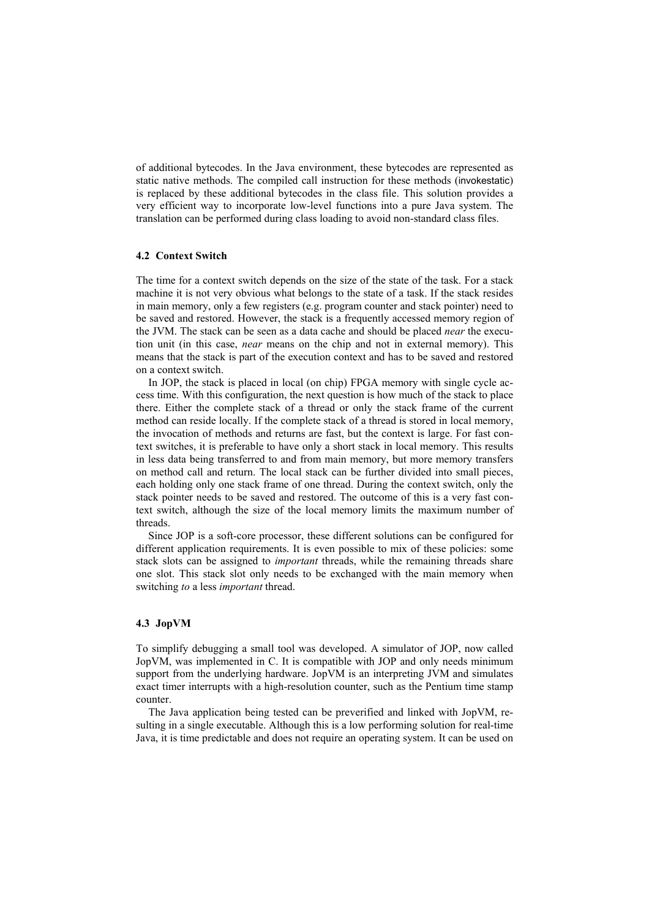of additional bytecodes. In the Java environment, these bytecodes are represented as static native methods. The compiled call instruction for these methods (invokestatic) is replaced by these additional bytecodes in the class file. This solution provides a very efficient way to incorporate low-level functions into a pure Java system. The translation can be performed during class loading to avoid non-standard class files.

### 4.2 Context Switch

The time for a context switch depends on the size of the state of the task. For a stack machine it is not very obvious what belongs to the state of a task. If the stack resides in main memory, only a few registers (e.g. program counter and stack pointer) need to be saved and restored. However, the stack is a frequently accessed memory region of the JVM. The stack can be seen as a data cache and should be placed *near* the execution unit (in this case, *near* means on the chip and not in external memory). This means that the stack is part of the execution context and has to be saved and restored on a context switch.

In JOP, the stack is placed in local (on chip) FPGA memory with single cycle access time. With this configuration, the next question is how much of the stack to place there. Either the complete stack of a thread or only the stack frame of the current method can reside locally. If the complete stack of a thread is stored in local memory, the invocation of methods and returns are fast, but the context is large. For fast context switches, it is preferable to have only a short stack in local memory. This results in less data being transferred to and from main memory, but more memory transfers on method call and return. The local stack can be further divided into small pieces, each holding only one stack frame of one thread. During the context switch, only the stack pointer needs to be saved and restored. The outcome of this is a very fast context switch, although the size of the local memory limits the maximum number of threads.

Since JOP is a soft-core processor, these different solutions can be configured for different application requirements. It is even possible to mix of these policies: some stack slots can be assigned to *important* threads, while the remaining threads share one slot. This stack slot only needs to be exchanged with the main memory when switching *to* a less *important* thread.

### 4.3 JopVM

To simplify debugging a small tool was developed. A simulator of JOP, now called JopVM, was implemented in C. It is compatible with JOP and only needs minimum support from the underlying hardware. JopVM is an interpreting JVM and simulates exact timer interrupts with a high-resolution counter, such as the Pentium time stamp counter.

The Java application being tested can be preverified and linked with JopVM, resulting in a single executable. Although this is a low performing solution for real-time Java, it is time predictable and does not require an operating system. It can be used on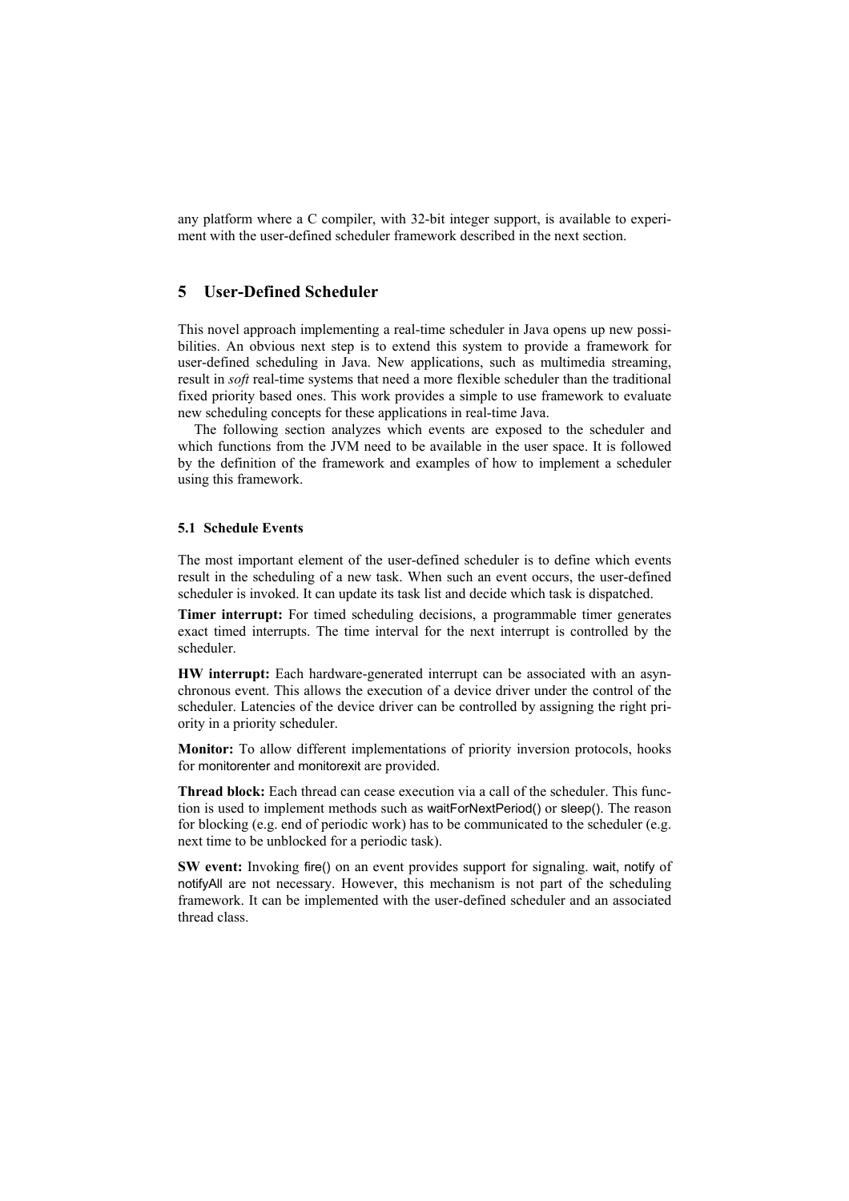any platform where a C compiler, with 32-bit integer support, is available to experiment with the user-defined scheduler framework described in the next section.

## 5 User-Defined Scheduler

This novel approach implementing a real-time scheduler in Java opens up new possibilities. An obvious next step is to extend this system to provide a framework for user-defined scheduling in Java. New applications, such as multimedia streaming, result in *soft* real-time systems that need a more flexible scheduler than the traditional fixed priority based ones. This work provides a simple to use framework to evaluate new scheduling concepts for these applications in real-time Java.

The following section analyzes which events are exposed to the scheduler and which functions from the JVM need to be available in the user space. It is followed by the definition of the framework and examples of how to implement a scheduler using this framework.

### 5.1 Schedule Events

The most important element of the user-defined scheduler is to define which events result in the scheduling of a new task. When such an event occurs, the user-defined scheduler is invoked. It can update its task list and decide which task is dispatched.

**Timer interrupt:** For timed scheduling decisions, a programmable timer generates exact timed interrupts. The time interval for the next interrupt is controlled by the scheduler.

**HW interrupt:** Each hardware-generated interrupt can be associated with an asynchronous event. This allows the execution of a device driver under the control of the scheduler. Latencies of the device driver can be controlled by assigning the right priority in a priority scheduler.

**Monitor:** To allow different implementations of priority inversion protocols, hooks for monitorenter and monitorexit are provided.

**Thread block:** Each thread can cease execution via a call of the scheduler. This function is used to implement methods such as waitForNextPeriod() or sleep(). The reason for blocking (e.g. end of periodic work) has to be communicated to the scheduler (e.g. next time to be unblocked for a periodic task).

**SW event:** Invoking fire() on an event provides support for signaling. wait, notify of notifyAll are not necessary. However, this mechanism is not part of the scheduling framework. It can be implemented with the user-defined scheduler and an associated thread class.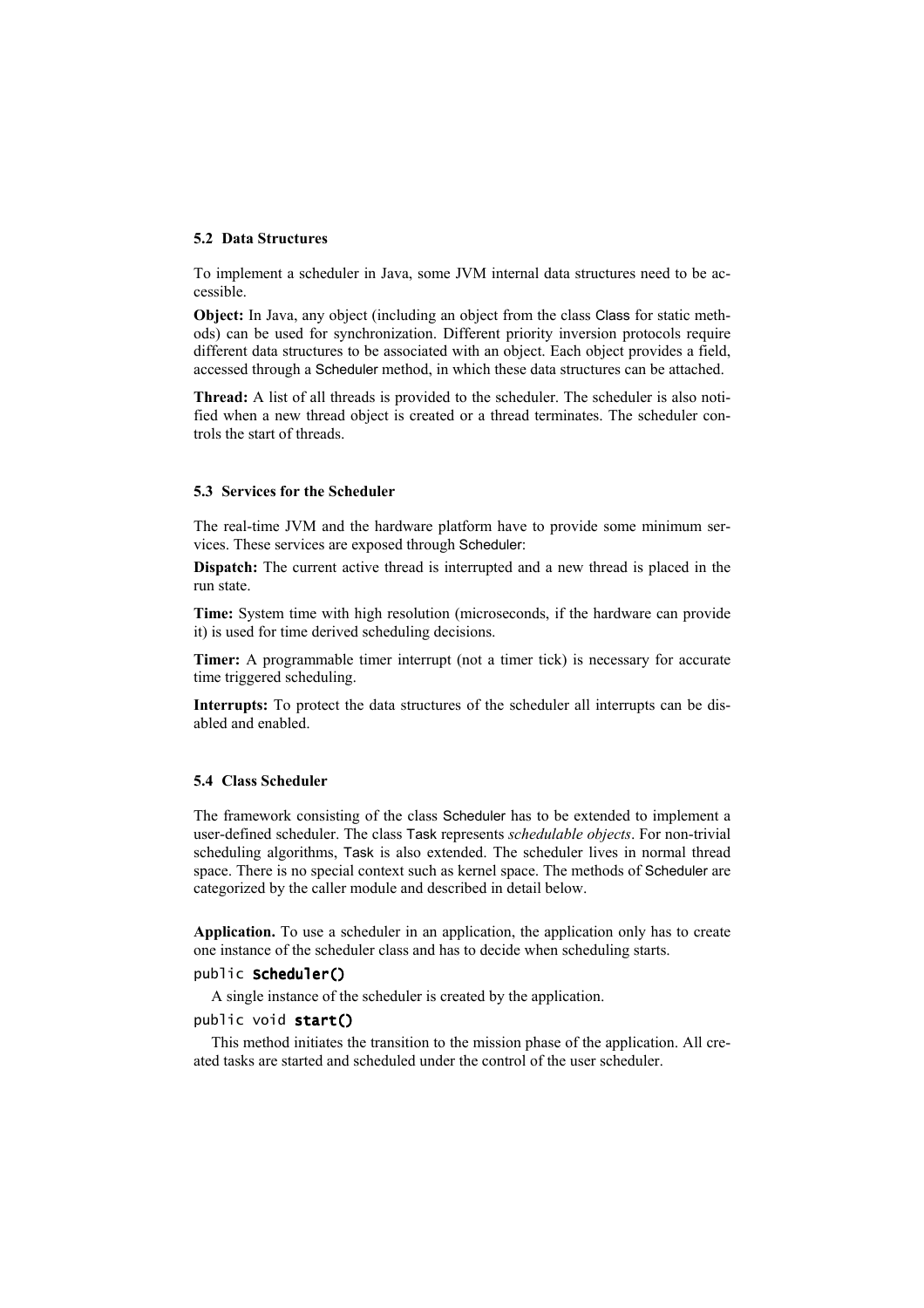### 5.2 Data Structures

To implement a scheduler in Java, some JVM internal data structures need to be accessible.

**Object:** In Java, any object (including an object from the class Class for static methods) can be used for synchronization. Different priority inversion protocols require different data structures to be associated with an object. Each object provides a field, accessed through a Scheduler method, in which these data structures can be attached.

**Thread:** A list of all threads is provided to the scheduler. The scheduler is also notified when a new thread object is created or a thread terminates. The scheduler controls the start of threads.

### 5.3 Services for the Scheduler

The real-time JVM and the hardware platform have to provide some minimum services. These services are exposed through Scheduler:

**Dispatch:** The current active thread is interrupted and a new thread is placed in the run state.

**Time:** System time with high resolution (microseconds, if the hardware can provide it) is used for time derived scheduling decisions.

**Timer:** A programmable timer interrupt (not a timer tick) is necessary for accurate time triggered scheduling.

**Interrupts:** To protect the data structures of the scheduler all interrupts can be disabled and enabled.

### 5.4 Class Scheduler

The framework consisting of the class Scheduler has to be extended to implement a user-defined scheduler. The class Task represents *schedulable objects*. For non-trivial scheduling algorithms, Task is also extended. The scheduler lives in normal thread space. There is no special context such as kernel space. The methods of Scheduler are categorized by the caller module and described in detail below.

**Application.** To use a scheduler in an application, the application only has to create one instance of the scheduler class and has to decide when scheduling starts.

```
public Scheduler()
```

A single instance of the scheduler is created by the application.

```
public void start()
```

This method initiates the transition to the mission phase of the application. All created tasks are started and scheduled under the control of the user scheduler.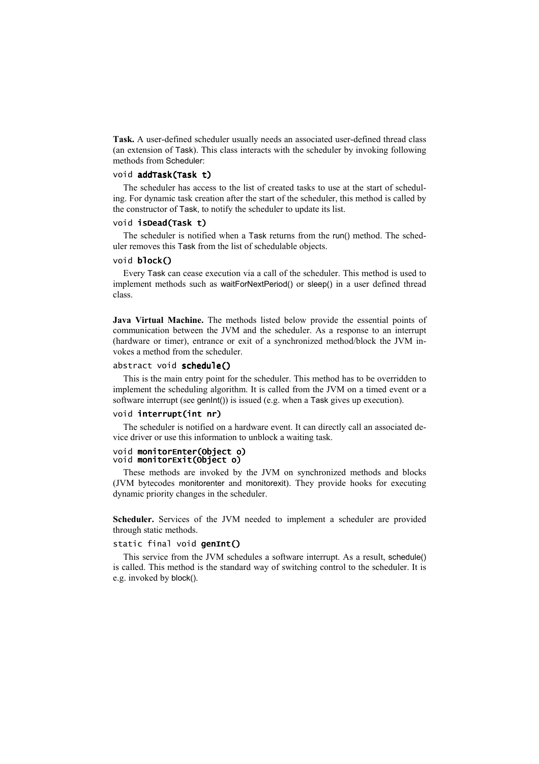**Task.** A user-defined scheduler usually needs an associated user-defined thread class (an extension of Task). This class interacts with the scheduler by invoking following methods from Scheduler:

```
void addTask(Task t)
```

The scheduler has access to the list of created tasks to use at the start of scheduling. For dynamic task creation after the start of the scheduler, this method is called by the constructor of Task, to notify the scheduler to update its list.

```
void isDead(Task t)
```

The scheduler is notified when a Task returns from the run() method. The scheduler removes this Task from the list of schedulable objects.

```
void block()
```

Every Task can cease execution via a call of the scheduler. This method is used to implement methods such as waitForNextPeriod() or sleep() in a user defined thread class.

**Java Virtual Machine.** The methods listed below provide the essential points of communication between the JVM and the scheduler. As a response to an interrupt (hardware or timer), entrance or exit of a synchronized method/block the JVM invokes a method from the scheduler.

```
abstract void schedule()
```

This is the main entry point for the scheduler. This method has to be overridden to implement the scheduling algorithm. It is called from the JVM on a timed event or a software interrupt (see genInt()) is issued (e.g. when a Task gives up execution).

```
void interrupt(int nr)
```

The scheduler is notified on a hardware event. It can directly call an associated device driver or use this information to unblock a waiting task.

```
void monitorEnter(Object o)
void monitorExit(Object o)
```

These methods are invoked by the JVM on synchronized methods and blocks (JVM bytecodes monitorenter and monitorexit). They provide hooks for executing dynamic priority changes in the scheduler.

**Scheduler.** Services of the JVM needed to implement a scheduler are provided through static methods.

```
static final void genInt()
```

This service from the JVM schedules a software interrupt. As a result, schedule() is called. This method is the standard way of switching control to the scheduler. It is e.g. invoked by block().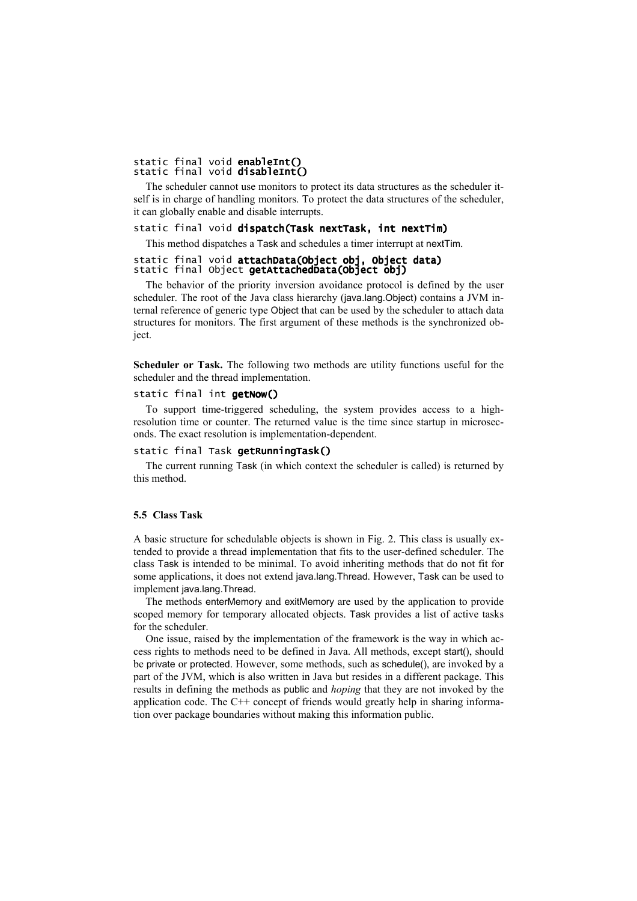```
static final void enableInt()
static final void disableInt()
```

The scheduler cannot use monitors to protect its data structures as the scheduler itself is in charge of handling monitors. To protect the data structures of the scheduler, it can globally enable and disable interrupts.

```
static final void dispatch(Task nextTask, int nextTim)
```

This method dispatches a Task and schedules a timer interrupt at nextTim.

```
static final void attachData(Object obj, Object data)
static final Object getAttachedData(Object obj)
```

The behavior of the priority inversion avoidance protocol is defined by the user scheduler. The root of the Java class hierarchy (java.lang.Object) contains a JVM internal reference of generic type Object that can be used by the scheduler to attach data structures for monitors. The first argument of these methods is the synchronized object.

**Scheduler or Task.** The following two methods are utility functions useful for the scheduler and the thread implementation.

```
static final int getNow()
```

To support time-triggered scheduling, the system provides access to a high-resolution time or counter. The returned value is the time since startup in microseconds. The exact resolution is implementation-dependent.

```
static final Task getRunningTask()
```

The current running Task (in which context the scheduler is called) is returned by this method.

### 5.5 Class Task

A basic structure for schedulable objects is shown in Fig. 2. This class is usually extended to provide a thread implementation that fits to the user-defined scheduler. The class Task is intended to be minimal. To avoid inheriting methods that do not fit for some applications, it does not extend java.lang.Thread. However, Task can be used to implement java.lang.Thread.

The methods enterMemory and exitMemory are used by the application to provide scoped memory for temporary allocated objects. Task provides a list of active tasks for the scheduler.

One issue, raised by the implementation of the framework is the way in which access rights to methods need to be defined in Java. All methods, except start(), should be private or protected. However, some methods, such as schedule(), are invoked by a part of the JVM, which is also written in Java but resides in a different package. This results in defining the methods as public and *hoping* that they are not invoked by the application code. The C++ concept of friends would greatly help in sharing information over package boundaries without making this information public.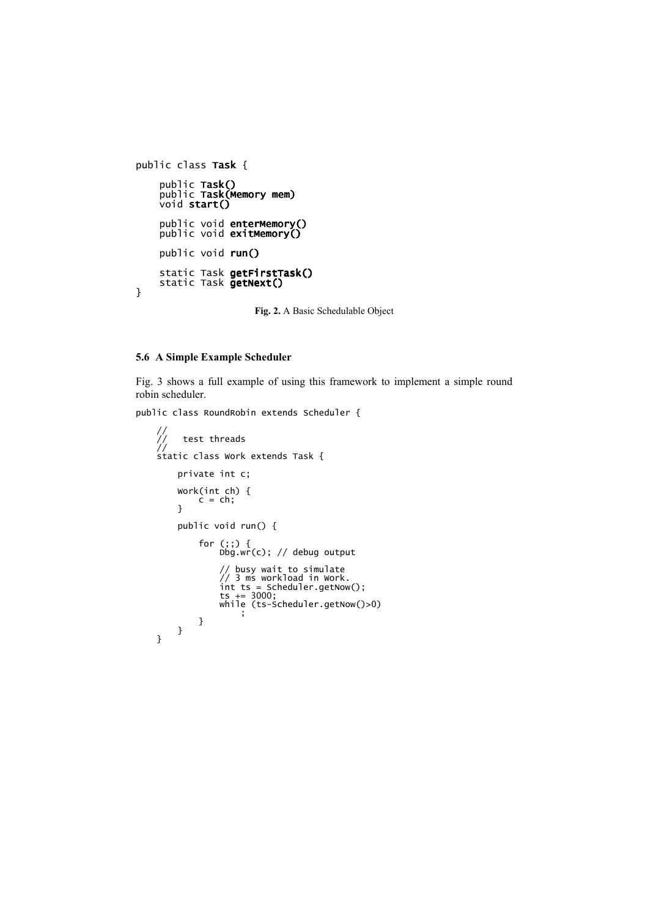```
public class Task {

    public Task()
    public Task(Memory mem)
    void start()

    public void enterMemory()
    public void exitMemory()

    public void run()

    static Task getFirstTask()
    static Task getNext()
}
```

**Fig. 2.** A Basic Schedulable Object

### 5.6 A Simple Example Scheduler

Fig. 3 shows a full example of using this framework to implement a simple round robin scheduler.

```
public class RoundRobin extends Scheduler {

    //
    //   test threads
    //
    static class Work extends Task {

        private int c;

        Work(int ch) {
            c = ch;
        }

        public void run() {

            for (;;) {
                Dbg.wr(c); // debug output

                // busy wait to simulate
                // 3 ms workload in Work.
                int ts = Scheduler.getNow();
                ts += 3000;
                while (ts-Scheduler.getNow()>0)
                    ;
            }
        }
    }
```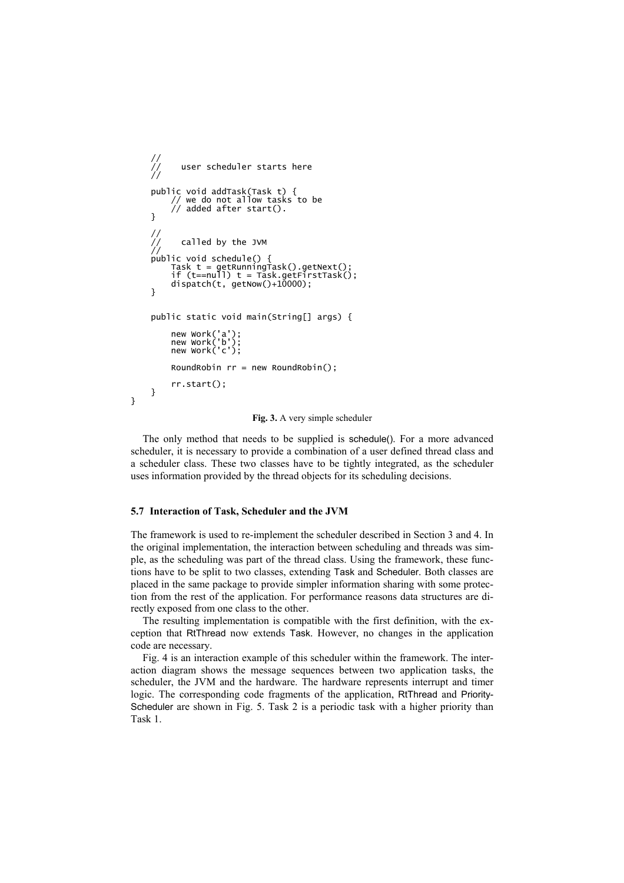```
    //
    //    user scheduler starts here
    //

    public void addTask(Task t) {
        // we do not allow tasks to be
        // added after start().
    }

    //
    //    called by the JVM
    //
    public void schedule() {
        Task t = getRunningTask().getNext();
        if (t==null) t = Task.getFirstTask();
        dispatch(t, getNow()+10000);
    }


    public static void main(String[] args) {

        new Work('a');
        new Work('b');
        new Work('c');

        RoundRobin rr = new RoundRobin();

        rr.start();
    }
}
```

**Fig. 3.** A very simple scheduler

The only method that needs to be supplied is schedule(). For a more advanced scheduler, it is necessary to provide a combination of a user defined thread class and a scheduler class. These two classes have to be tightly integrated, as the scheduler uses information provided by the thread objects for its scheduling decisions.

### 5.7 Interaction of Task, Scheduler and the JVM

The framework is used to re-implement the scheduler described in Section 3 and 4. In the original implementation, the interaction between scheduling and threads was simple, as the scheduling was part of the thread class. Using the framework, these functions have to be split to two classes, extending Task and Scheduler. Both classes are placed in the same package to provide simpler information sharing with some protection from the rest of the application. For performance reasons data structures are directly exposed from one class to the other.

The resulting implementation is compatible with the first definition, with the exception that RtThread now extends Task. However, no changes in the application code are necessary.

Fig. 4 is an interaction example of this scheduler within the framework. The interaction diagram shows the message sequences between two application tasks, the scheduler, the JVM and the hardware. The hardware represents interrupt and timer logic. The corresponding code fragments of the application, RtThread and PriorityScheduler are shown in Fig. 5. Task 2 is a periodic task with a higher priority than Task 1.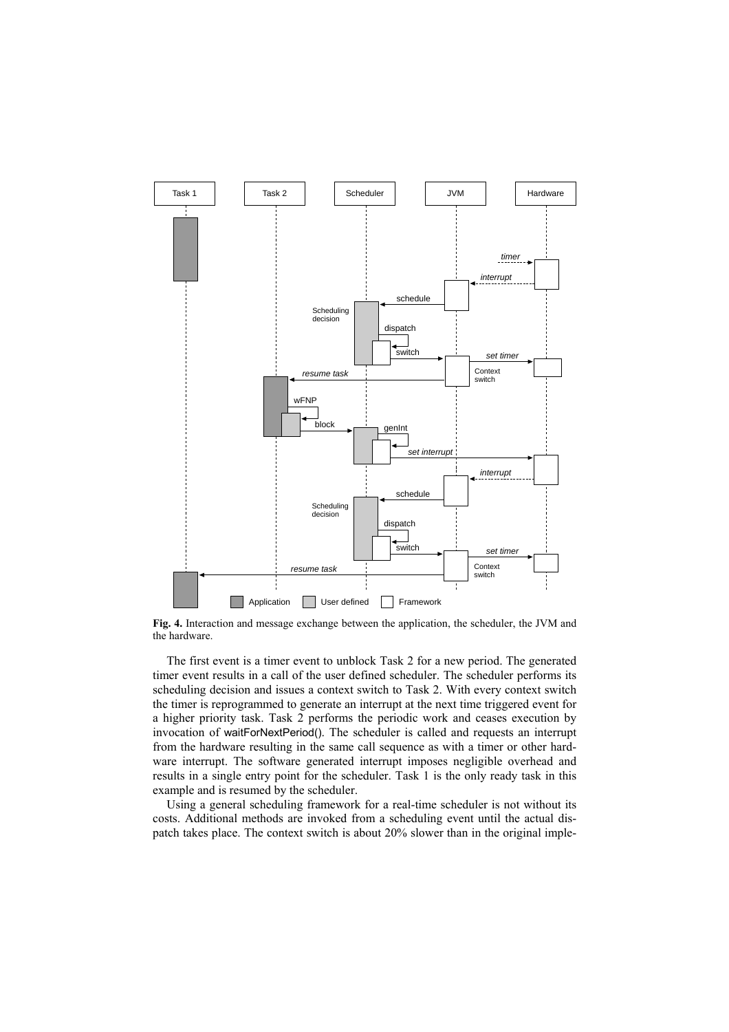**Fig. 4.** Interaction and message exchange between the application, the scheduler, the JVM and the hardware.

The first event is a timer event to unblock Task 2 for a new period. The generated timer event results in a call of the user defined scheduler. The scheduler performs its scheduling decision and issues a context switch to Task 2. With every context switch the timer is reprogrammed to generate an interrupt at the next time triggered event for a higher priority task. Task 2 performs the periodic work and ceases execution by invocation of waitForNextPeriod(). The scheduler is called and requests an interrupt from the hardware resulting in the same call sequence as with a timer or other hardware interrupt. The software generated interrupt imposes negligible overhead and results in a single entry point for the scheduler. Task 1 is the only ready task in this example and is resumed by the scheduler.

Using a general scheduling framework for a real-time scheduler is not without its costs. Additional methods are invoked from a scheduling event until the actual dispatch takes place. The context switch is about 20% slower than in the original imple-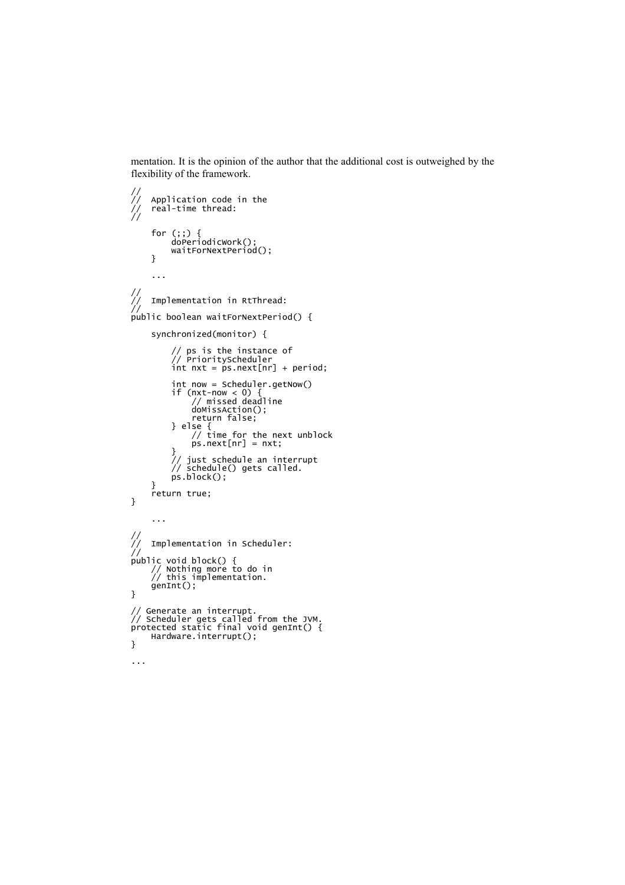mentation. It is the opinion of the author that the additional cost is outweighed by the flexibility of the framework.

```
//
//  Application code in the
//  real-time thread:
//

    for (;;) {
        doPeriodicWork();
        waitForNextPeriod();
    }

    ...

//
//  Implementation in RtThread:
//
public boolean waitForNextPeriod() {

    synchronized(monitor) {

        // ps is the instance of
        // PriorityScheduler
        int nxt = ps.next[nr] + period;

        int now = Scheduler.getNow()
        if (nxt-now < 0) {
            // missed deadline
            doMissAction();
            return false;
        } else {
            // time for the next unblock
            ps.next[nr] = nxt;
        }
        // just schedule an interrupt
        // schedule() gets called.
        ps.block();
    }
    return true;
}

    ...

//
//  Implementation in Scheduler:
//
public void block() {
    // Nothing more to do in
    // this implementation.
    genInt();
}

// Generate an interrupt.
// Scheduler gets called from the JVM.
protected static final void genInt() {
    Hardware.interrupt();
}

...
```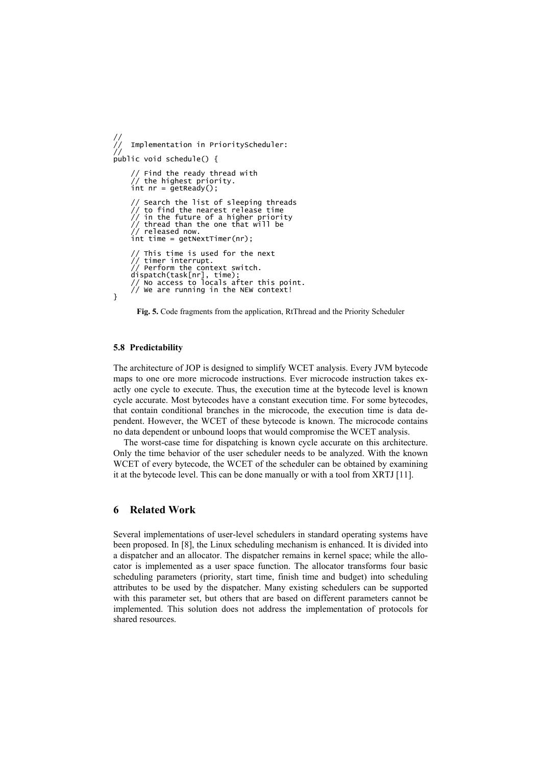```java
//
//  Implementation in PriorityScheduler:
//
public void schedule() {

    // Find the ready thread with
    // the highest priority.
    int nr = getReady();

    // Search the list of sleeping threads
    // to find the nearest release time
    // in the future of a higher priority
    // thread than the one that will be
    // released now.
    int time = getNextTimer(nr);

    // This time is used for the next
    // timer interrupt.
    // Perform the context switch.
    dispatch(task[nr], time);
    // No access to locals after this point.
    // We are running in the NEW context!
}
```

**Fig. 5.** Code fragments from the application, RtThread and the Priority Scheduler

### 5.8 Predictability

The architecture of JOP is designed to simplify WCET analysis. Every JVM bytecode maps to one ore more microcode instructions. Ever microcode instruction takes exactly one cycle to execute. Thus, the execution time at the bytecode level is known cycle accurate. Most bytecodes have a constant execution time. For some bytecodes, that contain conditional branches in the microcode, the execution time is data dependent. However, the WCET of these bytecode is known. The microcode contains no data dependent or unbound loops that would compromise the WCET analysis.

The worst-case time for dispatching is known cycle accurate on this architecture. Only the time behavior of the user scheduler needs to be analyzed. With the known WCET of every bytecode, the WCET of the scheduler can be obtained by examining it at the bytecode level. This can be done manually or with a tool from XRTJ [11].

## 6 Related Work

Several implementations of user-level schedulers in standard operating systems have been proposed. In [8], the Linux scheduling mechanism is enhanced. It is divided into a dispatcher and an allocator. The dispatcher remains in kernel space; while the allocator is implemented as a user space function. The allocator transforms four basic scheduling parameters (priority, start time, finish time and budget) into scheduling attributes to be used by the dispatcher. Many existing schedulers can be supported with this parameter set, but others that are based on different parameters cannot be implemented. This solution does not address the implementation of protocols for shared resources.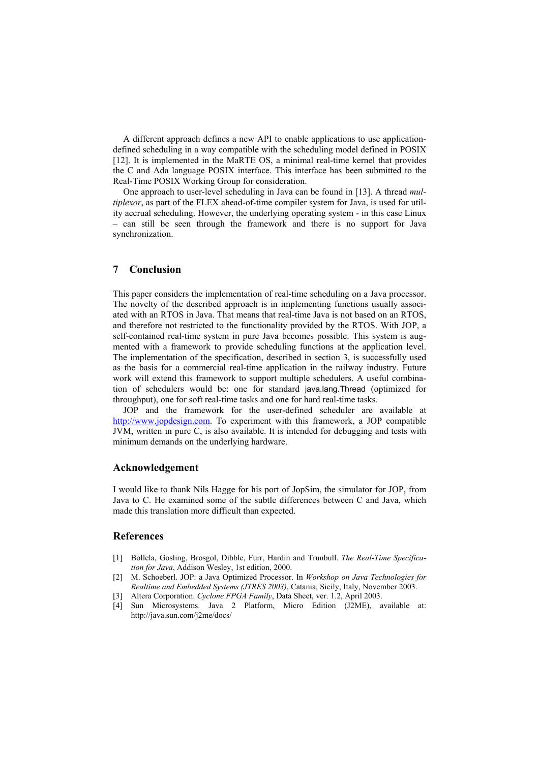A different approach defines a new API to enable applications to use application-defined scheduling in a way compatible with the scheduling model defined in POSIX [12]. It is implemented in the MaRTE OS, a minimal real-time kernel that provides the C and Ada language POSIX interface. This interface has been submitted to the Real-Time POSIX Working Group for consideration.

One approach to user-level scheduling in Java can be found in [13]. A thread *multiplexor*, as part of the FLEX ahead-of-time compiler system for Java, is used for utility accrual scheduling. However, the underlying operating system - in this case Linux – can still be seen through the framework and there is no support for Java synchronization.

## 7 Conclusion

This paper considers the implementation of real-time scheduling on a Java processor. The novelty of the described approach is in implementing functions usually associated with an RTOS in Java. That means that real-time Java is not based on an RTOS, and therefore not restricted to the functionality provided by the RTOS. With JOP, a self-contained real-time system in pure Java becomes possible. This system is augmented with a framework to provide scheduling functions at the application level. The implementation of the specification, described in section 3, is successfully used as the basis for a commercial real-time application in the railway industry. Future work will extend this framework to support multiple schedulers. A useful combination of schedulers would be: one for standard `java.lang.Thread` (optimized for throughput), one for soft real-time tasks and one for hard real-time tasks.

JOP and the framework for the user-defined scheduler are available at http://www.jopdesign.com. To experiment with this framework, a JOP compatible JVM, written in pure C, is also available. It is intended for debugging and tests with minimum demands on the underlying hardware.

## Acknowledgement

I would like to thank Nils Hagge for his port of JopSim, the simulator for JOP, from Java to C. He examined some of the subtle differences between C and Java, which made this translation more difficult than expected.

## References

[1] Bollela, Gosling, Brosgol, Dibble, Furr, Hardin and Trunbull. *The Real-Time Specification for Java*, Addison Wesley, 1st edition, 2000.

[2] M. Schoeberl. JOP: a Java Optimized Processor. In *Workshop on Java Technologies for Realtime and Embedded Systems (JTRES 2003)*, Catania, Sicily, Italy, November 2003.

[3] Altera Corporation. *Cyclone FPGA Family*, Data Sheet, ver. 1.2, April 2003.

[4] Sun Microsystems. Java 2 Platform, Micro Edition (J2ME), available at: http://java.sun.com/j2me/docs/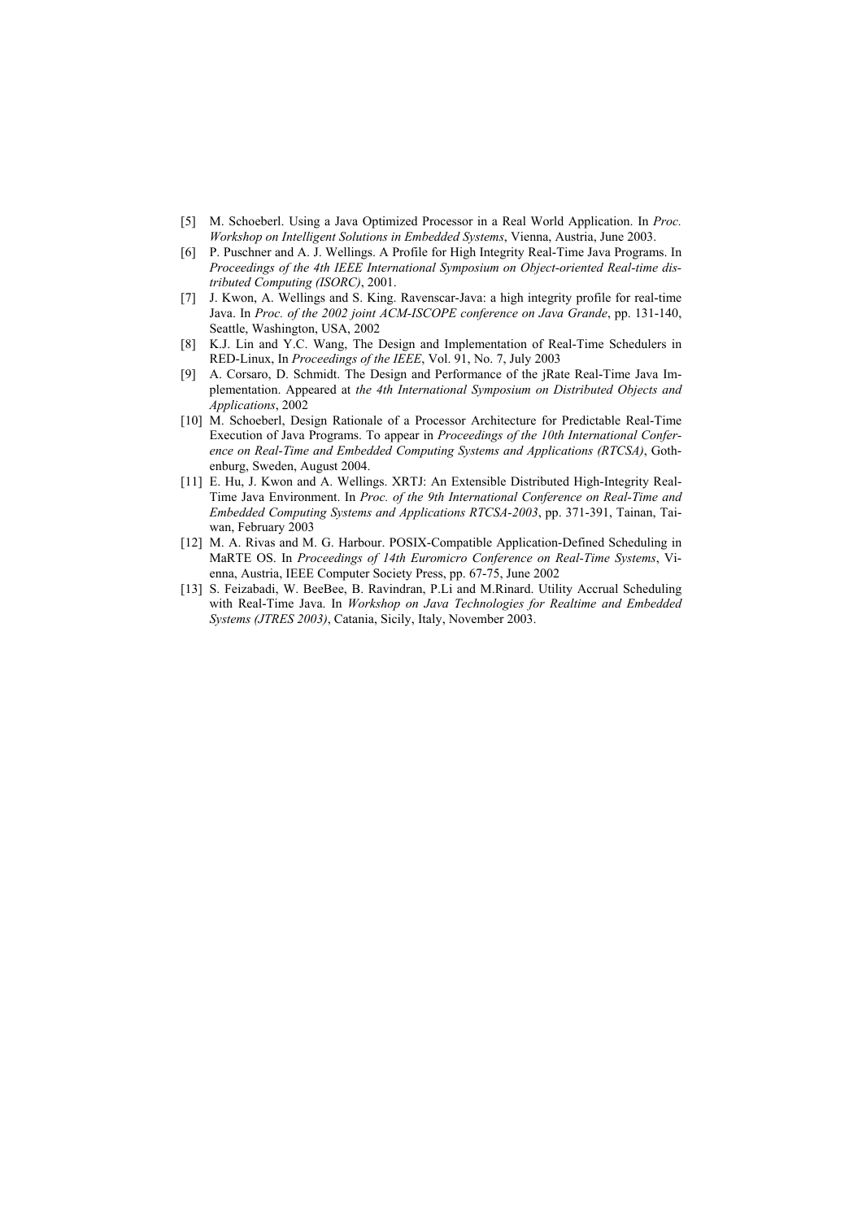[5] M. Schoeberl. Using a Java Optimized Processor in a Real World Application. In *Proc. Workshop on Intelligent Solutions in Embedded Systems*, Vienna, Austria, June 2003.

[6] P. Puschner and A. J. Wellings. A Profile for High Integrity Real-Time Java Programs. In *Proceedings of the 4th IEEE International Symposium on Object-oriented Real-time distributed Computing (ISORC)*, 2001.

[7] J. Kwon, A. Wellings and S. King. Ravenscar-Java: a high integrity profile for real-time Java. In *Proc. of the 2002 joint ACM-ISCOPE conference on Java Grande*, pp. 131-140, Seattle, Washington, USA, 2002

[8] K.J. Lin and Y.C. Wang, The Design and Implementation of Real-Time Schedulers in RED-Linux, In *Proceedings of the IEEE*, Vol. 91, No. 7, July 2003

[9] A. Corsaro, D. Schmidt. The Design and Performance of the jRate Real-Time Java Implementation. Appeared at *the 4th International Symposium on Distributed Objects and Applications*, 2002

[10] M. Schoeberl, Design Rationale of a Processor Architecture for Predictable Real-Time Execution of Java Programs. To appear in *Proceedings of the 10th International Conference on Real-Time and Embedded Computing Systems and Applications (RTCSA)*, Gothenburg, Sweden, August 2004.

[11] E. Hu, J. Kwon and A. Wellings. XRTJ: An Extensible Distributed High-Integrity Real-Time Java Environment. In *Proc. of the 9th International Conference on Real-Time and Embedded Computing Systems and Applications RTCSA-2003*, pp. 371-391, Tainan, Taiwan, February 2003

[12] M. A. Rivas and M. G. Harbour. POSIX-Compatible Application-Defined Scheduling in MaRTE OS. In *Proceedings of 14th Euromicro Conference on Real-Time Systems*, Vienna, Austria, IEEE Computer Society Press, pp. 67-75, June 2002

[13] S. Feizabadi, W. BeeBee, B. Ravindran, P.Li and M.Rinard. Utility Accrual Scheduling with Real-Time Java. In *Workshop on Java Technologies for Realtime and Embedded Systems (JTRES 2003)*, Catania, Sicily, Italy, November 2003.